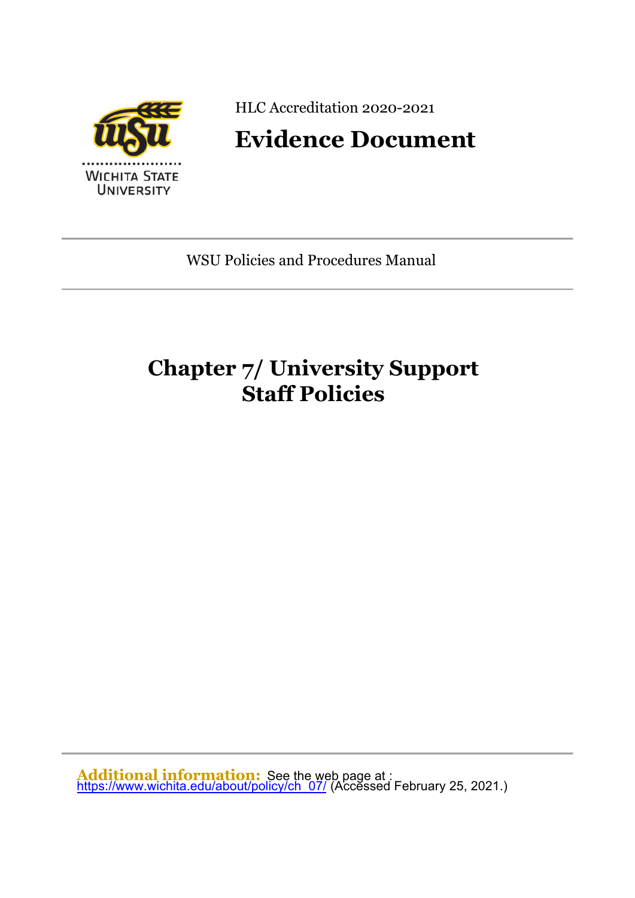HLC Accreditation 2020-2021

# Evidence Document

WSU Policies and Procedures Manual

## Chapter 7/ University Support Staff Policies

**Additional information:** See the web page at : https://www.wichita.edu/about/policy/ch_07/ (Accessed February 25, 2021.)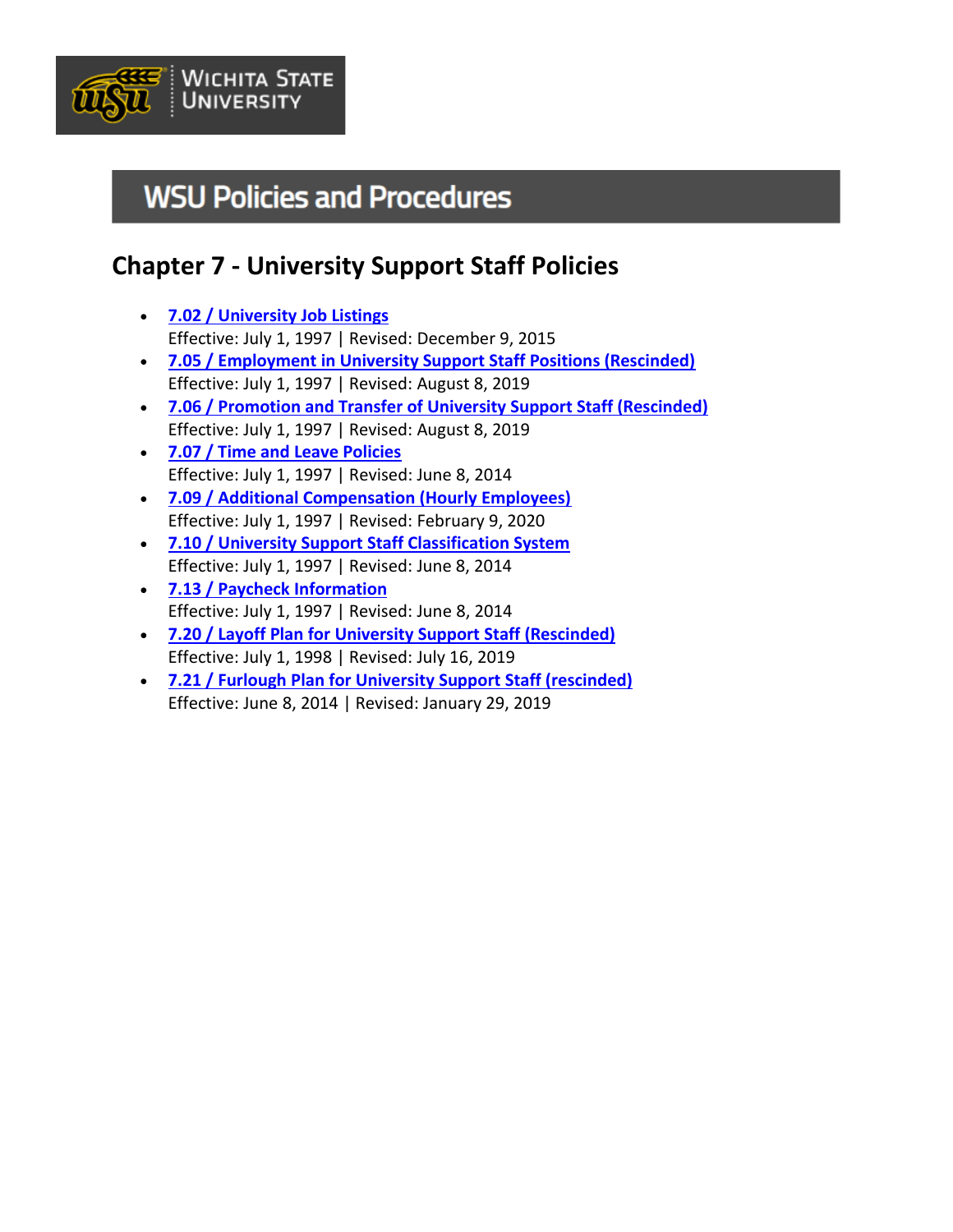# WSU Policies and Procedures

## Chapter 7 - University Support Staff Policies

- **7.02 / University Job Listings**
  Effective: July 1, 1997 | Revised: December 9, 2015
- **7.05 / Employment in University Support Staff Positions (Rescinded)**
  Effective: July 1, 1997 | Revised: August 8, 2019
- **7.06 / Promotion and Transfer of University Support Staff (Rescinded)**
  Effective: July 1, 1997 | Revised: August 8, 2019
- **7.07 / Time and Leave Policies**
  Effective: July 1, 1997 | Revised: June 8, 2014
- **7.09 / Additional Compensation (Hourly Employees)**
  Effective: July 1, 1997 | Revised: February 9, 2020
- **7.10 / University Support Staff Classification System**
  Effective: July 1, 1997 | Revised: June 8, 2014
- **7.13 / Paycheck Information**
  Effective: July 1, 1997 | Revised: June 8, 2014
- **7.20 / Layoff Plan for University Support Staff (Rescinded)**
  Effective: July 1, 1998 | Revised: July 16, 2019
- **7.21 / Furlough Plan for University Support Staff (rescinded)**
  Effective: June 8, 2014 | Revised: January 29, 2019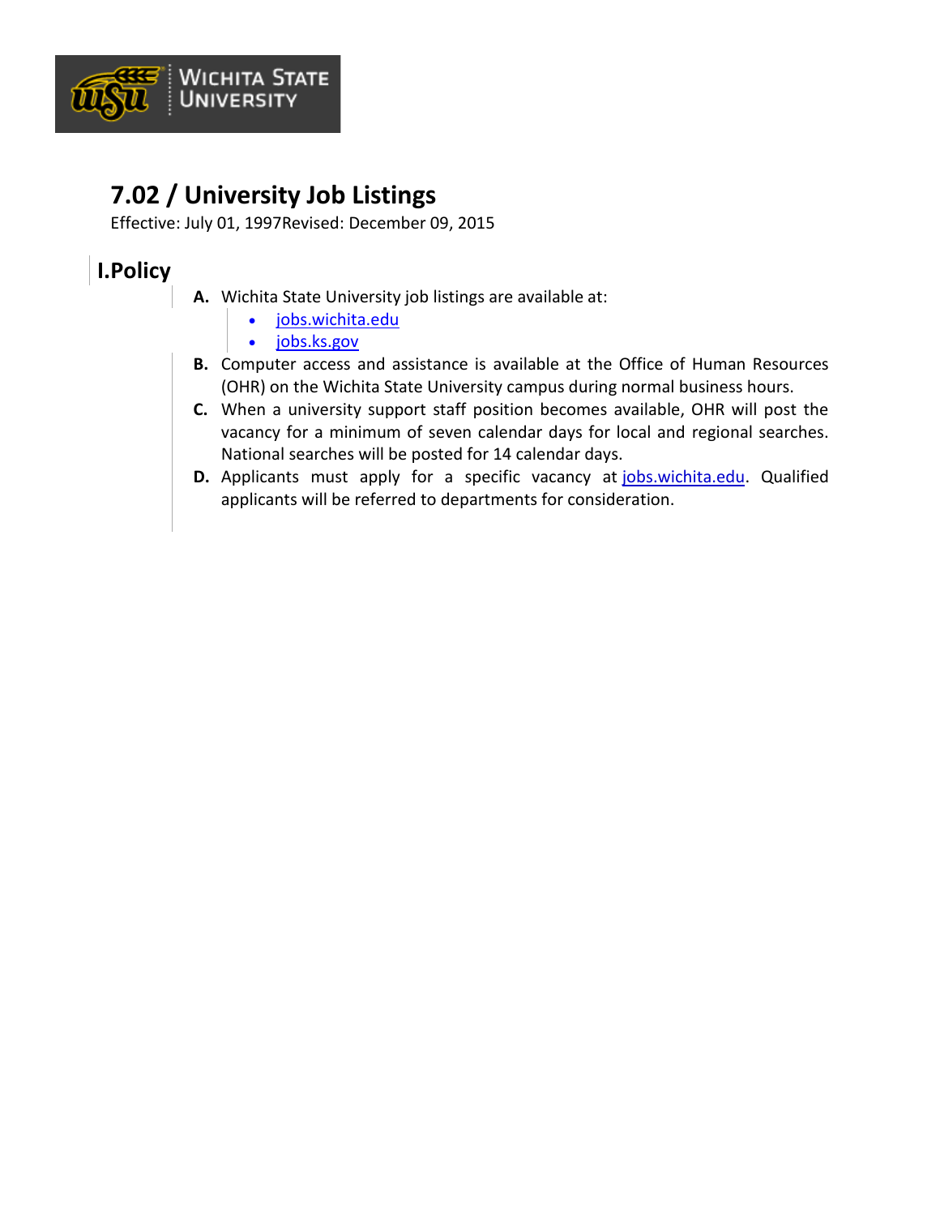# 7.02 / University Job Listings

Effective: July 01, 1997Revised: December 09, 2015

## I.Policy

**A.** Wichita State University job listings are available at:

- jobs.wichita.edu
- jobs.ks.gov

**B.** Computer access and assistance is available at the Office of Human Resources (OHR) on the Wichita State University campus during normal business hours.

**C.** When a university support staff position becomes available, OHR will post the vacancy for a minimum of seven calendar days for local and regional searches. National searches will be posted for 14 calendar days.

**D.** Applicants must apply for a specific vacancy at jobs.wichita.edu. Qualified applicants will be referred to departments for consideration.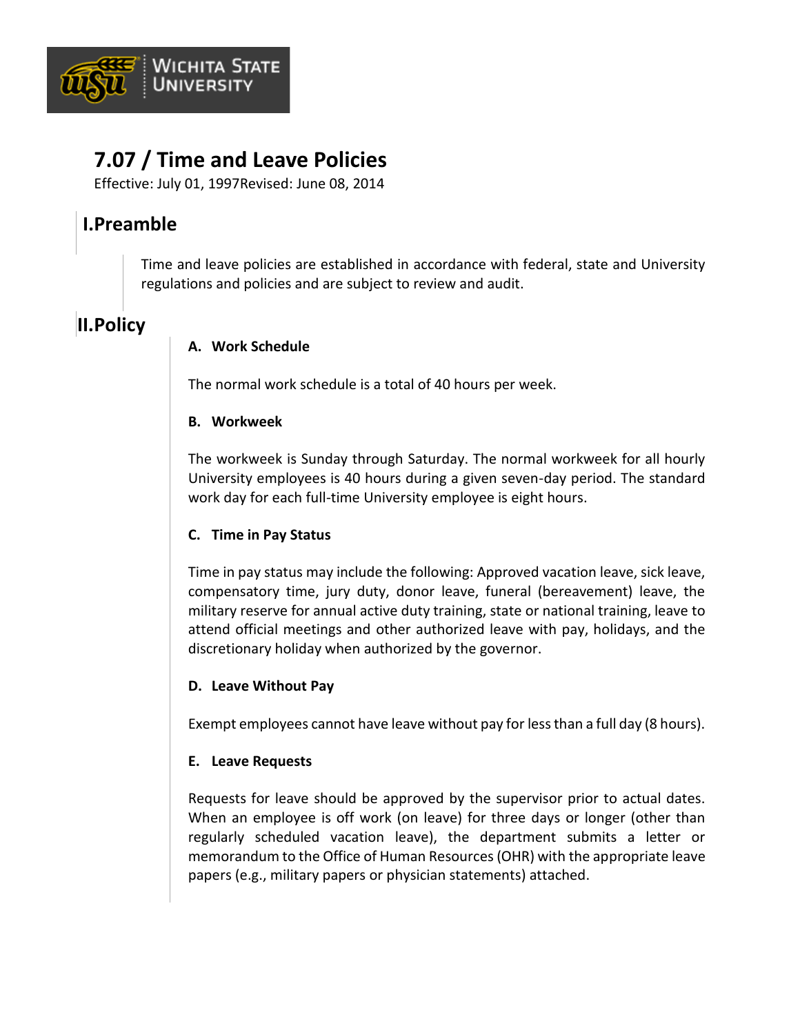# 7.07 / Time and Leave Policies

Effective: July 01, 1997Revised: June 08, 2014

## I.Preamble

Time and leave policies are established in accordance with federal, state and University regulations and policies and are subject to review and audit.

## II.Policy

**A. Work Schedule**

The normal work schedule is a total of 40 hours per week.

**B. Workweek**

The workweek is Sunday through Saturday. The normal workweek for all hourly University employees is 40 hours during a given seven-day period. The standard work day for each full-time University employee is eight hours.

**C. Time in Pay Status**

Time in pay status may include the following: Approved vacation leave, sick leave, compensatory time, jury duty, donor leave, funeral (bereavement) leave, the military reserve for annual active duty training, state or national training, leave to attend official meetings and other authorized leave with pay, holidays, and the discretionary holiday when authorized by the governor.

**D. Leave Without Pay**

Exempt employees cannot have leave without pay for less than a full day (8 hours).

**E. Leave Requests**

Requests for leave should be approved by the supervisor prior to actual dates. When an employee is off work (on leave) for three days or longer (other than regularly scheduled vacation leave), the department submits a letter or memorandum to the Office of Human Resources (OHR) with the appropriate leave papers (e.g., military papers or physician statements) attached.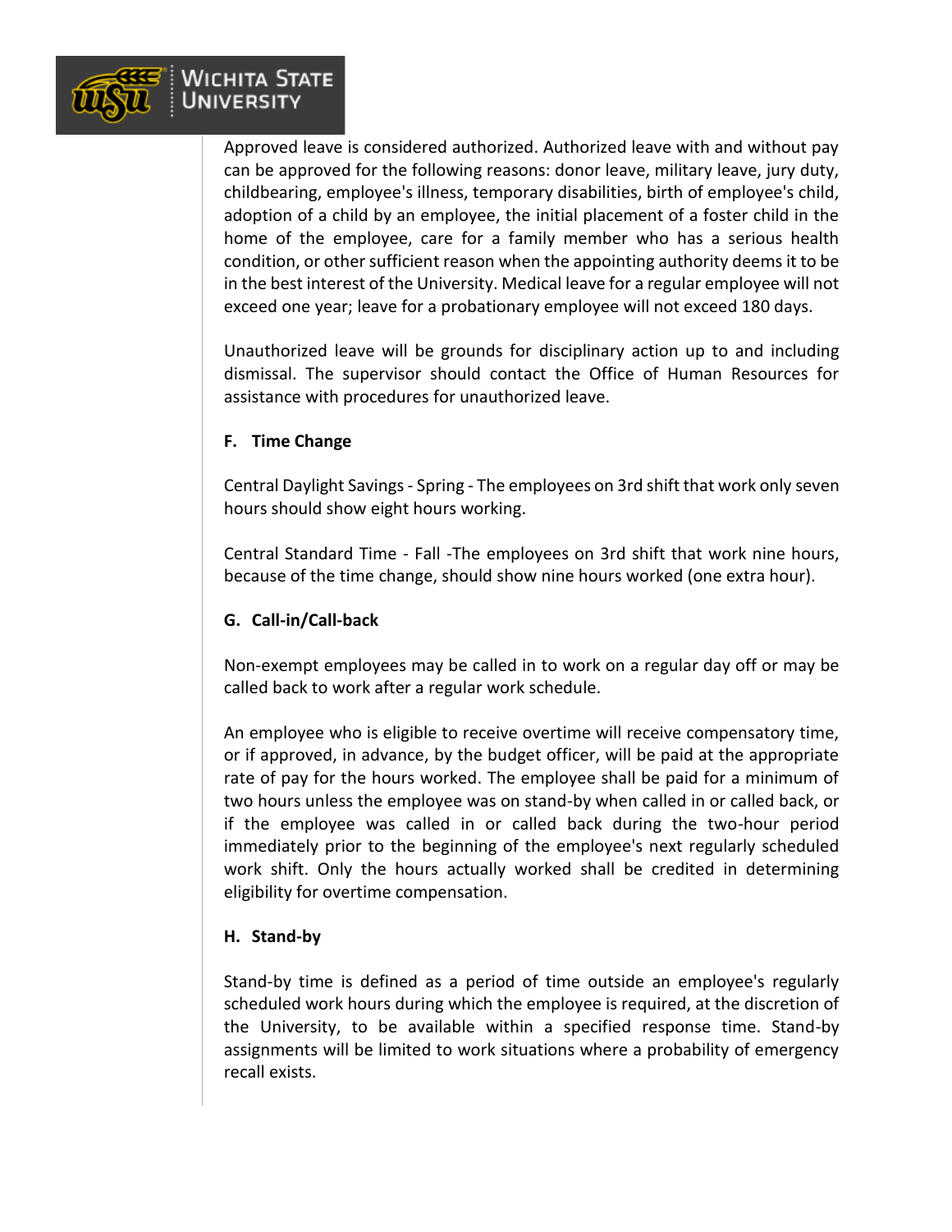Approved leave is considered authorized. Authorized leave with and without pay can be approved for the following reasons: donor leave, military leave, jury duty, childbearing, employee's illness, temporary disabilities, birth of employee's child, adoption of a child by an employee, the initial placement of a foster child in the home of the employee, care for a family member who has a serious health condition, or other sufficient reason when the appointing authority deems it to be in the best interest of the University. Medical leave for a regular employee will not exceed one year; leave for a probationary employee will not exceed 180 days.

Unauthorized leave will be grounds for disciplinary action up to and including dismissal. The supervisor should contact the Office of Human Resources for assistance with procedures for unauthorized leave.

#### F. Time Change

Central Daylight Savings - Spring - The employees on 3rd shift that work only seven hours should show eight hours working.

Central Standard Time - Fall -The employees on 3rd shift that work nine hours, because of the time change, should show nine hours worked (one extra hour).

#### G. Call-in/Call-back

Non-exempt employees may be called in to work on a regular day off or may be called back to work after a regular work schedule.

An employee who is eligible to receive overtime will receive compensatory time, or if approved, in advance, by the budget officer, will be paid at the appropriate rate of pay for the hours worked. The employee shall be paid for a minimum of two hours unless the employee was on stand-by when called in or called back, or if the employee was called in or called back during the two-hour period immediately prior to the beginning of the employee's next regularly scheduled work shift. Only the hours actually worked shall be credited in determining eligibility for overtime compensation.

#### H. Stand-by

Stand-by time is defined as a period of time outside an employee's regularly scheduled work hours during which the employee is required, at the discretion of the University, to be available within a specified response time. Stand-by assignments will be limited to work situations where a probability of emergency recall exists.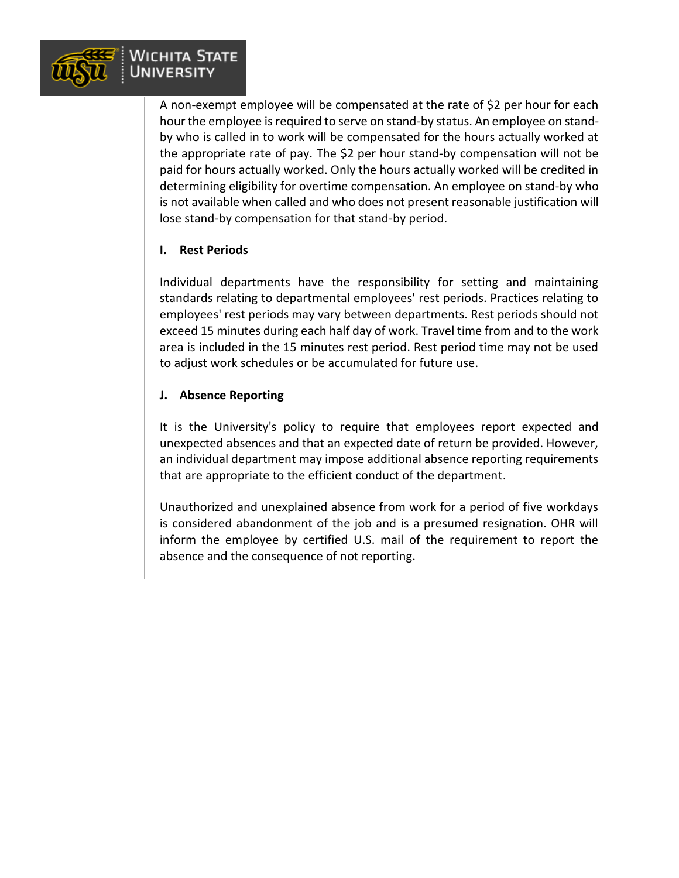A non-exempt employee will be compensated at the rate of $2 per hour for each hour the employee is required to serve on stand-by status. An employee on stand-by who is called in to work will be compensated for the hours actually worked at the appropriate rate of pay. The $2 per hour stand-by compensation will not be paid for hours actually worked. Only the hours actually worked will be credited in determining eligibility for overtime compensation. An employee on stand-by who is not available when called and who does not present reasonable justification will lose stand-by compensation for that stand-by period.

**I. Rest Periods**

Individual departments have the responsibility for setting and maintaining standards relating to departmental employees' rest periods. Practices relating to employees' rest periods may vary between departments. Rest periods should not exceed 15 minutes during each half day of work. Travel time from and to the work area is included in the 15 minutes rest period. Rest period time may not be used to adjust work schedules or be accumulated for future use.

**J. Absence Reporting**

It is the University's policy to require that employees report expected and unexpected absences and that an expected date of return be provided. However, an individual department may impose additional absence reporting requirements that are appropriate to the efficient conduct of the department.

Unauthorized and unexplained absence from work for a period of five workdays is considered abandonment of the job and is a presumed resignation. OHR will inform the employee by certified U.S. mail of the requirement to report the absence and the consequence of not reporting.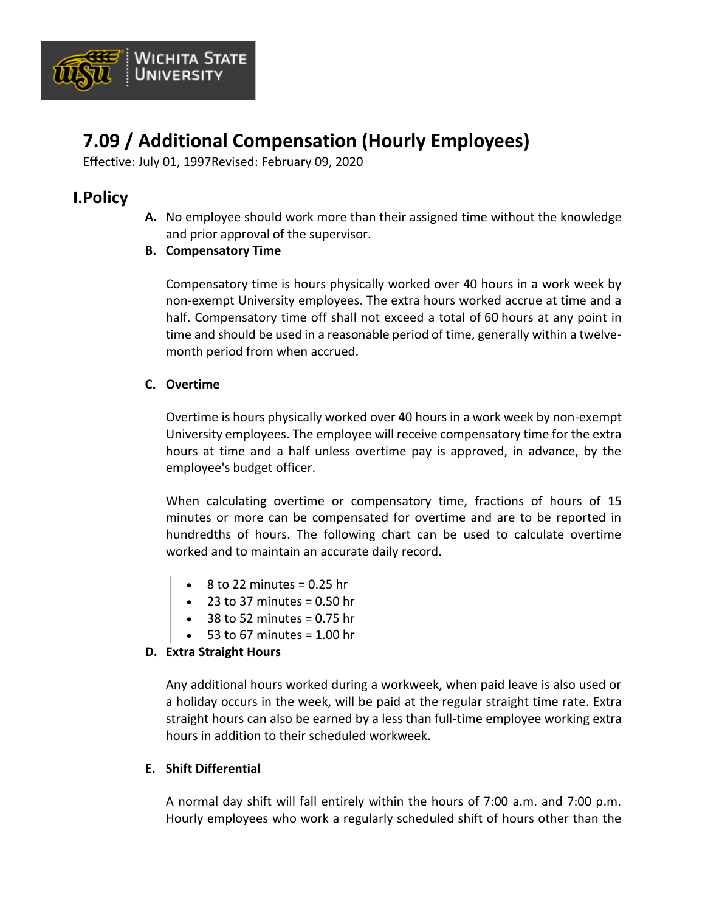# 7.09 / Additional Compensation (Hourly Employees)

Effective: July 01, 1997Revised: February 09, 2020

## I.Policy

**A.** No employee should work more than their assigned time without the knowledge and prior approval of the supervisor.

**B. Compensatory Time**

Compensatory time is hours physically worked over 40 hours in a work week by non-exempt University employees. The extra hours worked accrue at time and a half. Compensatory time off shall not exceed a total of 60 hours at any point in time and should be used in a reasonable period of time, generally within a twelve-month period from when accrued.

**C. Overtime**

Overtime is hours physically worked over 40 hours in a work week by non-exempt University employees. The employee will receive compensatory time for the extra hours at time and a half unless overtime pay is approved, in advance, by the employee's budget officer.

When calculating overtime or compensatory time, fractions of hours of 15 minutes or more can be compensated for overtime and are to be reported in hundredths of hours. The following chart can be used to calculate overtime worked and to maintain an accurate daily record.

- 8 to 22 minutes = 0.25 hr
- 23 to 37 minutes = 0.50 hr
- 38 to 52 minutes = 0.75 hr
- 53 to 67 minutes = 1.00 hr

**D. Extra Straight Hours**

Any additional hours worked during a workweek, when paid leave is also used or a holiday occurs in the week, will be paid at the regular straight time rate. Extra straight hours can also be earned by a less than full-time employee working extra hours in addition to their scheduled workweek.

**E. Shift Differential**

A normal day shift will fall entirely within the hours of 7:00 a.m. and 7:00 p.m. Hourly employees who work a regularly scheduled shift of hours other than the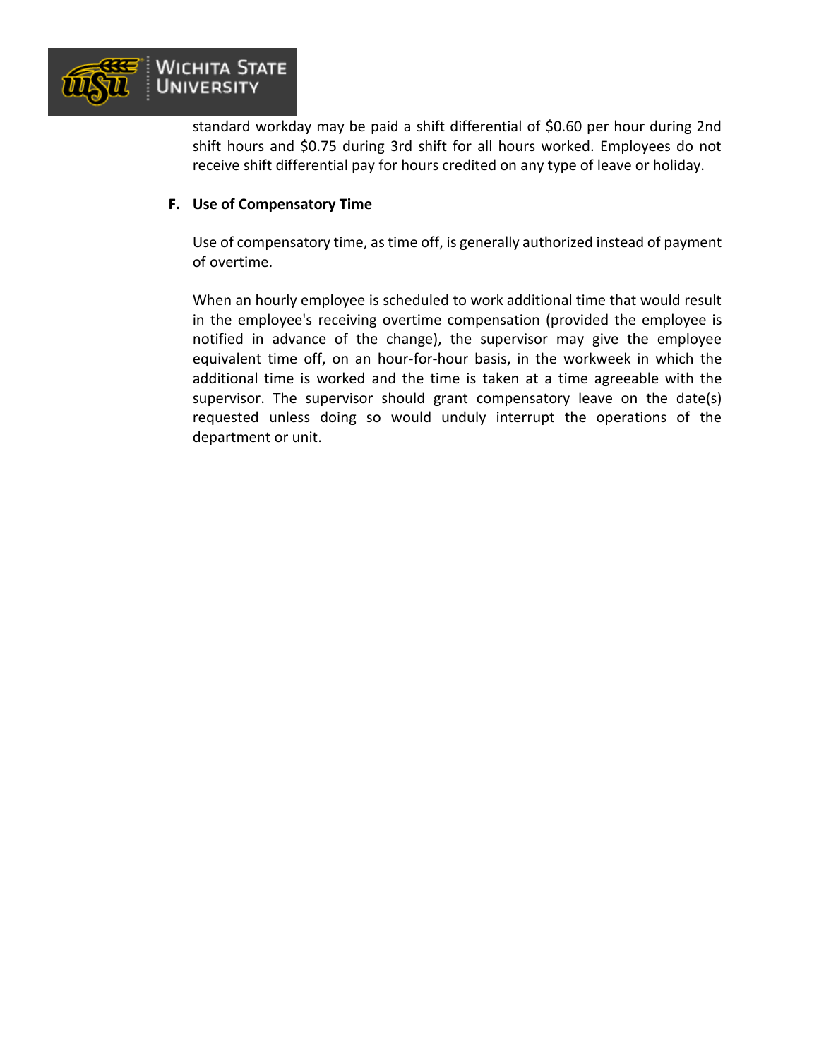standard workday may be paid a shift differential of $0.60 per hour during 2nd shift hours and $0.75 during 3rd shift for all hours worked. Employees do not receive shift differential pay for hours credited on any type of leave or holiday.

**F. Use of Compensatory Time**

Use of compensatory time, as time off, is generally authorized instead of payment of overtime.

When an hourly employee is scheduled to work additional time that would result in the employee's receiving overtime compensation (provided the employee is notified in advance of the change), the supervisor may give the employee equivalent time off, on an hour-for-hour basis, in the workweek in which the additional time is worked and the time is taken at a time agreeable with the supervisor. The supervisor should grant compensatory leave on the date(s) requested unless doing so would unduly interrupt the operations of the department or unit.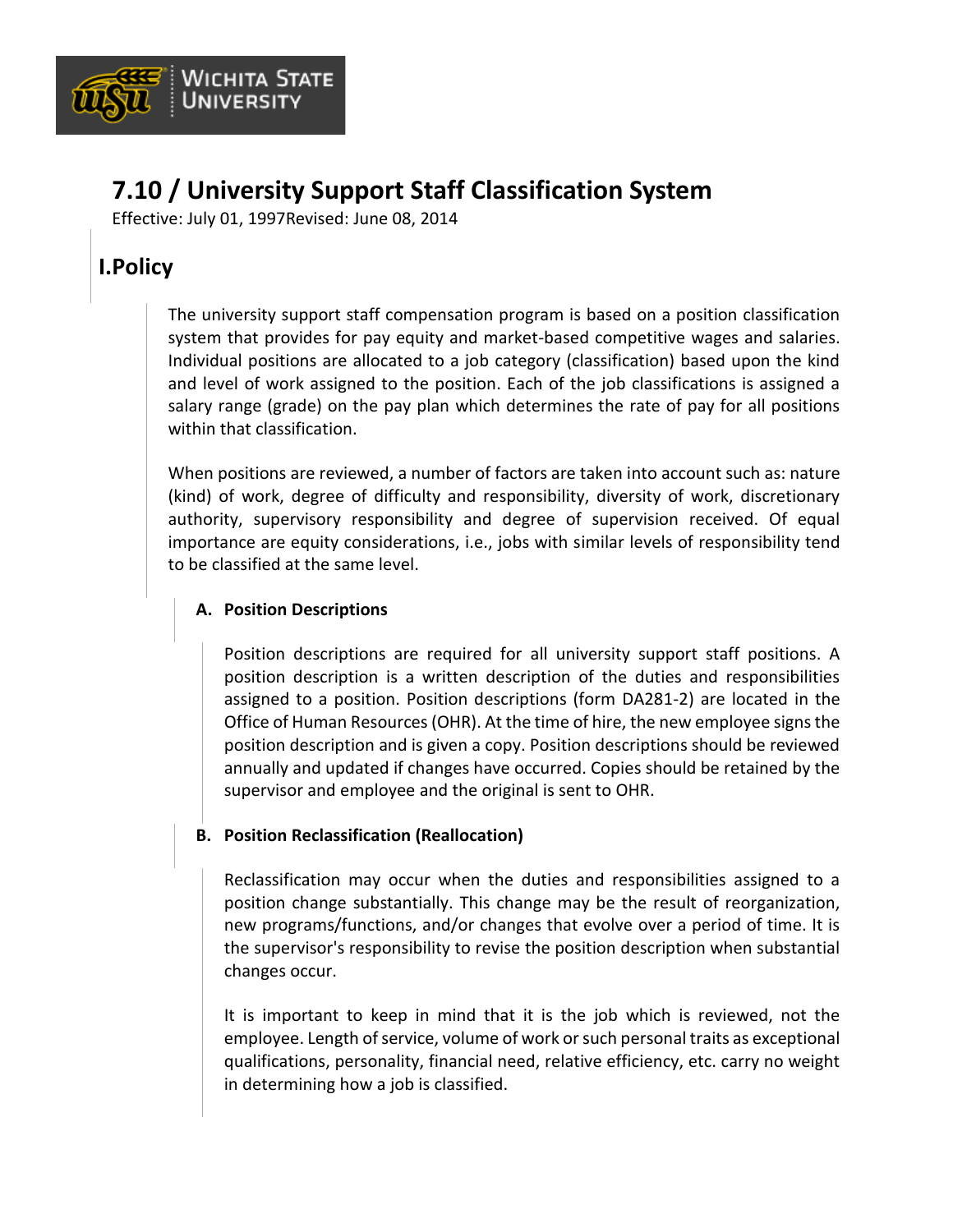# 7.10 / University Support Staff Classification System

Effective: July 01, 1997Revised: June 08, 2014

## I.Policy

The university support staff compensation program is based on a position classification system that provides for pay equity and market-based competitive wages and salaries. Individual positions are allocated to a job category (classification) based upon the kind and level of work assigned to the position. Each of the job classifications is assigned a salary range (grade) on the pay plan which determines the rate of pay for all positions within that classification.

When positions are reviewed, a number of factors are taken into account such as: nature (kind) of work, degree of difficulty and responsibility, diversity of work, discretionary authority, supervisory responsibility and degree of supervision received. Of equal importance are equity considerations, i.e., jobs with similar levels of responsibility tend to be classified at the same level.

### A. Position Descriptions

Position descriptions are required for all university support staff positions. A position description is a written description of the duties and responsibilities assigned to a position. Position descriptions (form DA281-2) are located in the Office of Human Resources (OHR). At the time of hire, the new employee signs the position description and is given a copy. Position descriptions should be reviewed annually and updated if changes have occurred. Copies should be retained by the supervisor and employee and the original is sent to OHR.

### B. Position Reclassification (Reallocation)

Reclassification may occur when the duties and responsibilities assigned to a position change substantially. This change may be the result of reorganization, new programs/functions, and/or changes that evolve over a period of time. It is the supervisor's responsibility to revise the position description when substantial changes occur.

It is important to keep in mind that it is the job which is reviewed, not the employee. Length of service, volume of work or such personal traits as exceptional qualifications, personality, financial need, relative efficiency, etc. carry no weight in determining how a job is classified.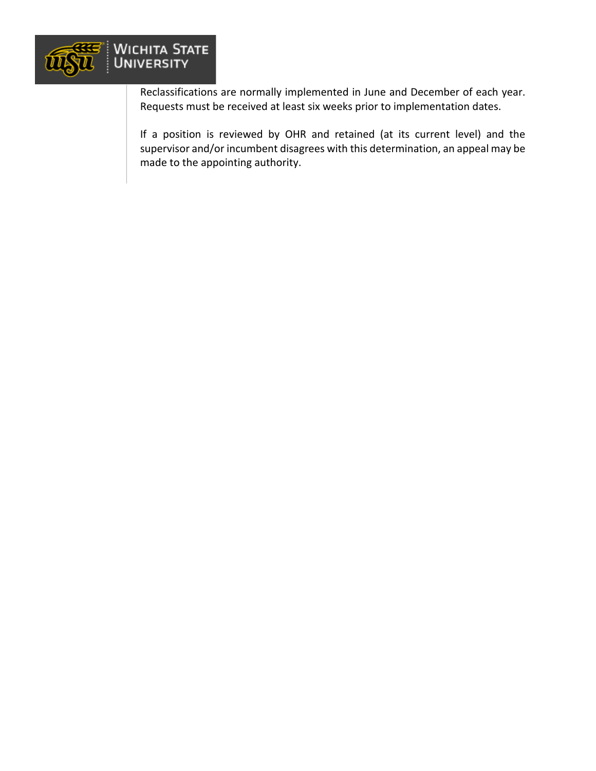Reclassifications are normally implemented in June and December of each year. Requests must be received at least six weeks prior to implementation dates.

If a position is reviewed by OHR and retained (at its current level) and the supervisor and/or incumbent disagrees with this determination, an appeal may be made to the appointing authority.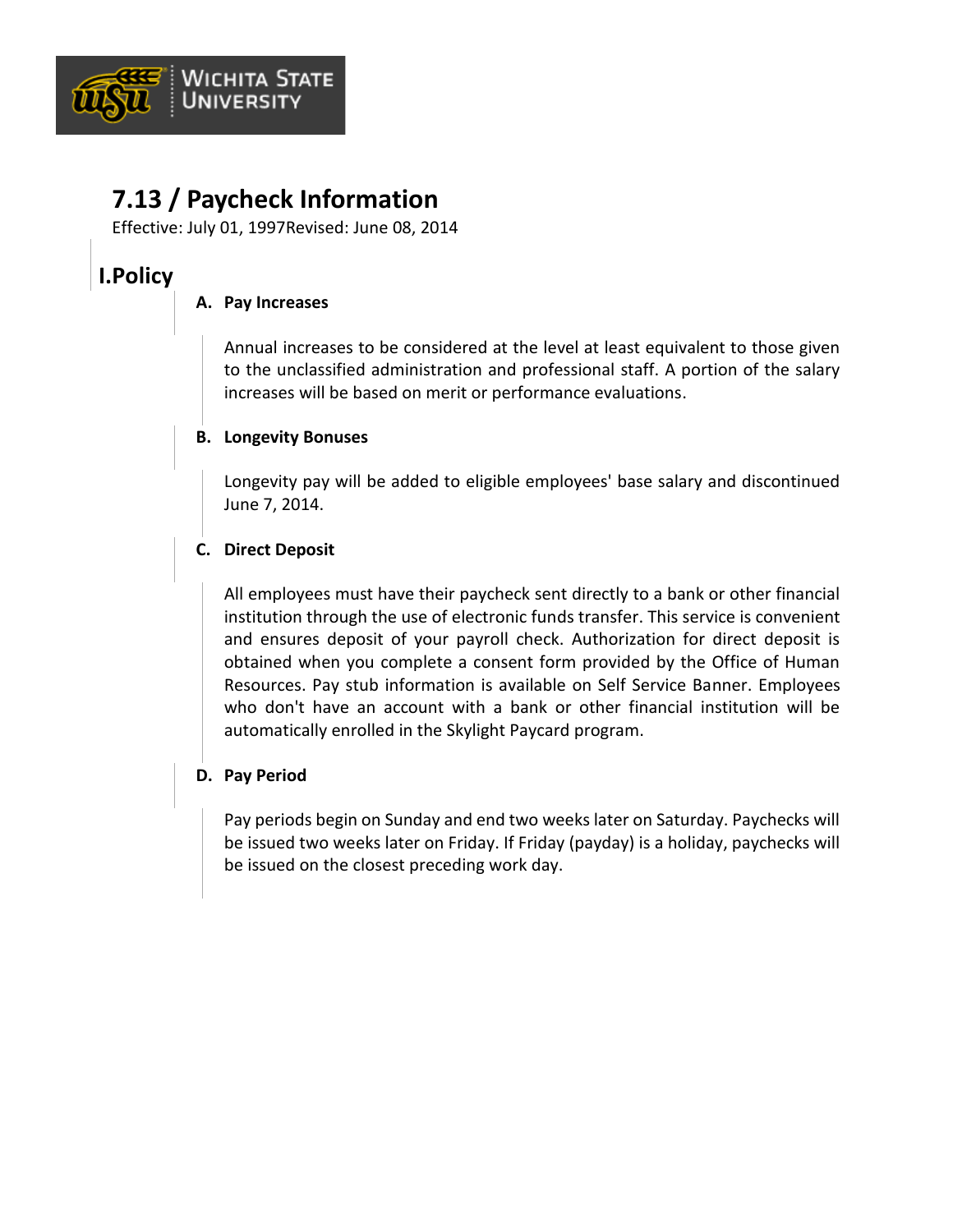# 7.13 / Paycheck Information

Effective: July 01, 1997Revised: June 08, 2014

## I.Policy

### A. Pay Increases

Annual increases to be considered at the level at least equivalent to those given to the unclassified administration and professional staff. A portion of the salary increases will be based on merit or performance evaluations.

### B. Longevity Bonuses

Longevity pay will be added to eligible employees' base salary and discontinued June 7, 2014.

### C. Direct Deposit

All employees must have their paycheck sent directly to a bank or other financial institution through the use of electronic funds transfer. This service is convenient and ensures deposit of your payroll check. Authorization for direct deposit is obtained when you complete a consent form provided by the Office of Human Resources. Pay stub information is available on Self Service Banner. Employees who don't have an account with a bank or other financial institution will be automatically enrolled in the Skylight Paycard program.

### D. Pay Period

Pay periods begin on Sunday and end two weeks later on Saturday. Paychecks will be issued two weeks later on Friday. If Friday (payday) is a holiday, paychecks will be issued on the closest preceding work day.